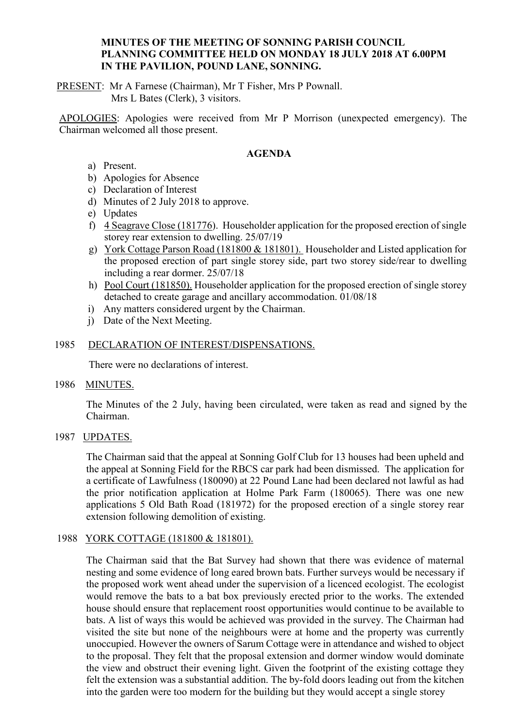**MINUTES OF THE MEETING OF SONNING PARISH COUNCIL PLANNING COMMITTEE HELD ON MONDAY 18 JULY 2018 AT 6.00PM IN THE PAVILION, POUND LANE, SONNING.**

PRESENT: Mr A Farnese (Chairman), Mr T Fisher, Mrs P Pownall.
Mrs L Bates (Clerk), 3 visitors.

APOLOGIES: Apologies were received from Mr P Morrison (unexpected emergency). The Chairman welcomed all those present.

**AGENDA**

a) Present.
b) Apologies for Absence
c) Declaration of Interest
d) Minutes of 2 July 2018 to approve.
e) Updates
f) 4 Seagrave Close (181776). Householder application for the proposed erection of single storey rear extension to dwelling. 25/07/19
g) York Cottage Parson Road (181800 & 181801). Householder and Listed application for the proposed erection of part single storey side, part two storey side/rear to dwelling including a rear dormer. 25/07/18
h) Pool Court (181850). Householder application for the proposed erection of single storey detached to create garage and ancillary accommodation. 01/08/18
i) Any matters considered urgent by the Chairman.
j) Date of the Next Meeting.

1985 DECLARATION OF INTEREST/DISPENSATIONS.

There were no declarations of interest.

1986 MINUTES.

The Minutes of the 2 July, having been circulated, were taken as read and signed by the Chairman.

1987 UPDATES.

The Chairman said that the appeal at Sonning Golf Club for 13 houses had been upheld and the appeal at Sonning Field for the RBCS car park had been dismissed. The application for a certificate of Lawfulness (180090) at 22 Pound Lane had been declared not lawful as had the prior notification application at Holme Park Farm (180065). There was one new applications 5 Old Bath Road (181972) for the proposed erection of a single storey rear extension following demolition of existing.

1988 YORK COTTAGE (181800 & 181801).

The Chairman said that the Bat Survey had shown that there was evidence of maternal nesting and some evidence of long eared brown bats. Further surveys would be necessary if the proposed work went ahead under the supervision of a licenced ecologist. The ecologist would remove the bats to a bat box previously erected prior to the works. The extended house should ensure that replacement roost opportunities would continue to be available to bats. A list of ways this would be achieved was provided in the survey. The Chairman had visited the site but none of the neighbours were at home and the property was currently unoccupied. However the owners of Sarum Cottage were in attendance and wished to object to the proposal. They felt that the proposal extension and dormer window would dominate the view and obstruct their evening light. Given the footprint of the existing cottage they felt the extension was a substantial addition. The by-fold doors leading out from the kitchen into the garden were too modern for the building but they would accept a single storey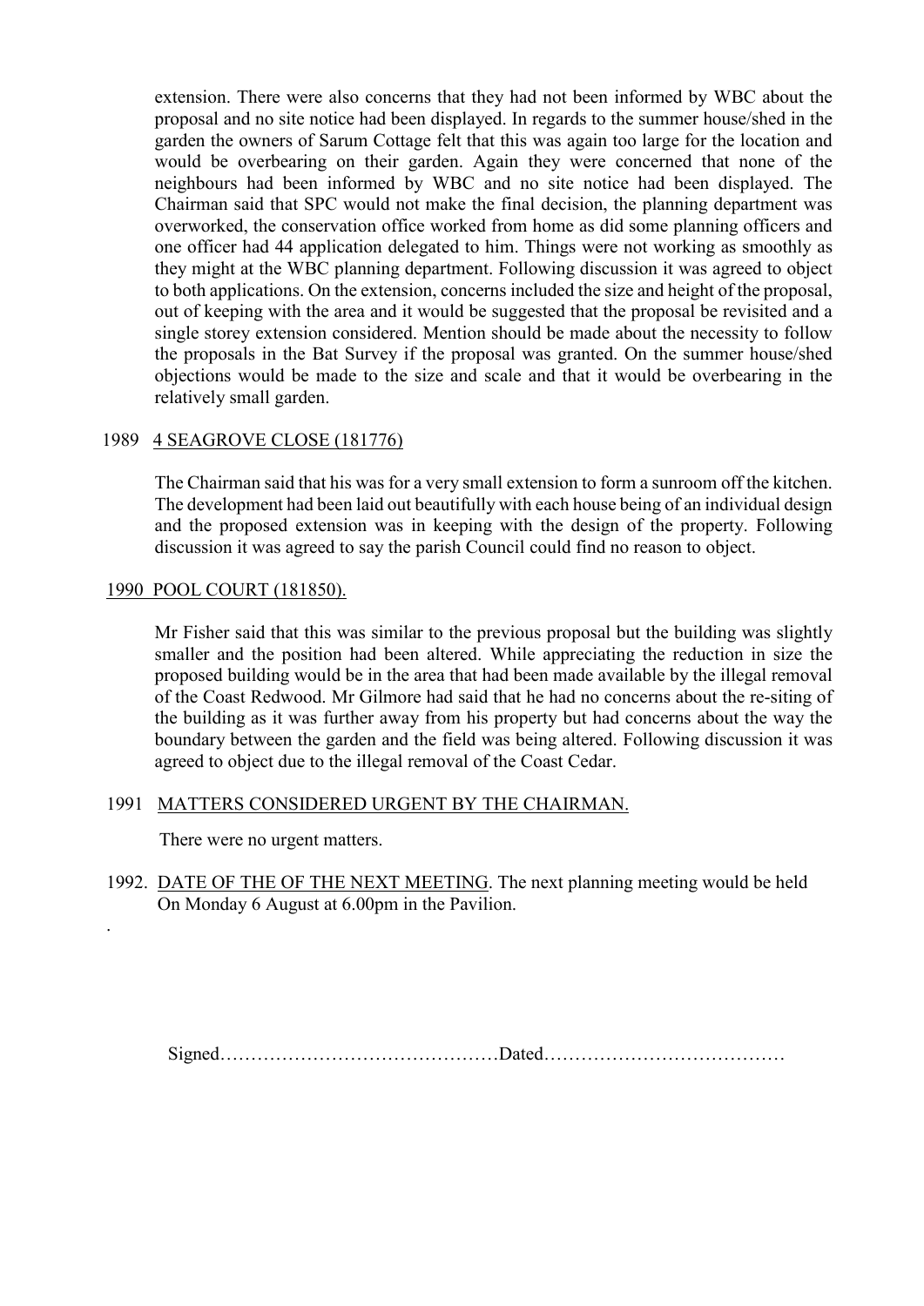extension. There were also concerns that they had not been informed by WBC about the proposal and no site notice had been displayed. In regards to the summer house/shed in the garden the owners of Sarum Cottage felt that this was again too large for the location and would be overbearing on their garden. Again they were concerned that none of the neighbours had been informed by WBC and no site notice had been displayed. The Chairman said that SPC would not make the final decision, the planning department was overworked, the conservation office worked from home as did some planning officers and one officer had 44 application delegated to him. Things were not working as smoothly as they might at the WBC planning department. Following discussion it was agreed to object to both applications. On the extension, concerns included the size and height of the proposal, out of keeping with the area and it would be suggested that the proposal be revisited and a single storey extension considered. Mention should be made about the necessity to follow the proposals in the Bat Survey if the proposal was granted. On the summer house/shed objections would be made to the size and scale and that it would be overbearing in the relatively small garden.

1989 <u>4 SEAGROVE CLOSE (181776)</u>

The Chairman said that his was for a very small extension to form a sunroom off the kitchen. The development had been laid out beautifully with each house being of an individual design and the proposed extension was in keeping with the design of the property. Following discussion it was agreed to say the parish Council could find no reason to object.

1990 <u>POOL COURT (181850).</u>

Mr Fisher said that this was similar to the previous proposal but the building was slightly smaller and the position had been altered. While appreciating the reduction in size the proposed building would be in the area that had been made available by the illegal removal of the Coast Redwood. Mr Gilmore had said that he had no concerns about the re-siting of the building as it was further away from his property but had concerns about the way the boundary between the garden and the field was being altered. Following discussion it was agreed to object due to the illegal removal of the Coast Cedar.

1991 <u>MATTERS CONSIDERED URGENT BY THE CHAIRMAN.</u>

There were no urgent matters.

1992. <u>DATE OF THE OF THE NEXT MEETING</u>. The next planning meeting would be held On Monday 6 August at 6.00pm in the Pavilion.

.

Signed………………………………………Dated…………………………………